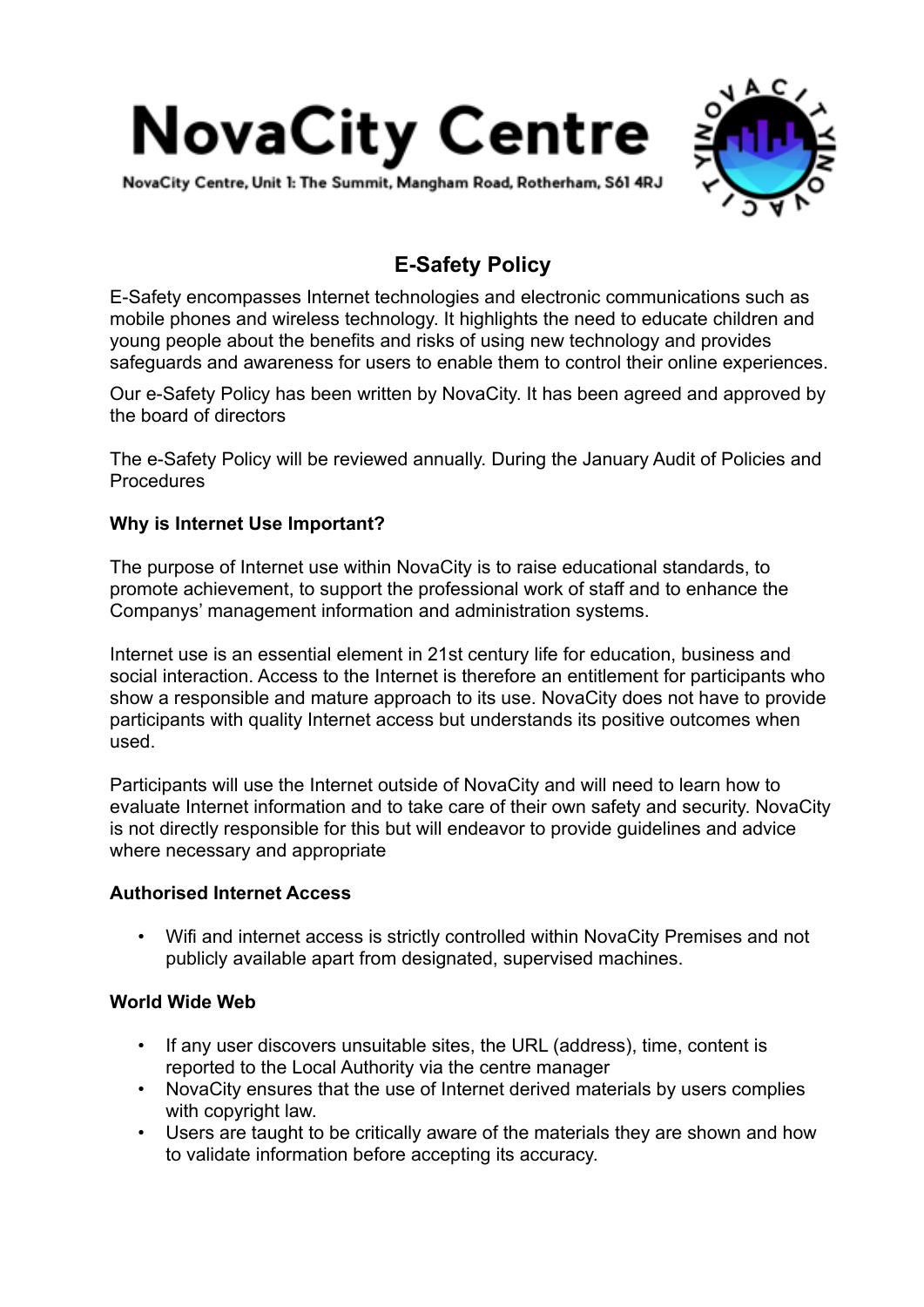# NovaCity Centre

NovaCity Centre, Unit 1: The Summit, Mangham Road, Rotherham, S61 4RJ

## E-Safety Policy

E-Safety encompasses Internet technologies and electronic communications such as mobile phones and wireless technology. It highlights the need to educate children and young people about the benefits and risks of using new technology and provides safeguards and awareness for users to enable them to control their online experiences.

Our e-Safety Policy has been written by NovaCity. It has been agreed and approved by the board of directors

The e-Safety Policy will be reviewed annually. During the January Audit of Policies and Procedures

**Why is Internet Use Important?**

The purpose of Internet use within NovaCity is to raise educational standards, to promote achievement, to support the professional work of staff and to enhance the Companys' management information and administration systems.

Internet use is an essential element in 21st century life for education, business and social interaction. Access to the Internet is therefore an entitlement for participants who show a responsible and mature approach to its use. NovaCity does not have to provide participants with quality Internet access but understands its positive outcomes when used.

Participants will use the Internet outside of NovaCity and will need to learn how to evaluate Internet information and to take care of their own safety and security. NovaCity is not directly responsible for this but will endeavor to provide guidelines and advice where necessary and appropriate

**Authorised Internet Access**

- Wifi and internet access is strictly controlled within NovaCity Premises and not publicly available apart from designated, supervised machines.

**World Wide Web**

- If any user discovers unsuitable sites, the URL (address), time, content is reported to the Local Authority via the centre manager
- NovaCity ensures that the use of Internet derived materials by users complies with copyright law.
- Users are taught to be critically aware of the materials they are shown and how to validate information before accepting its accuracy.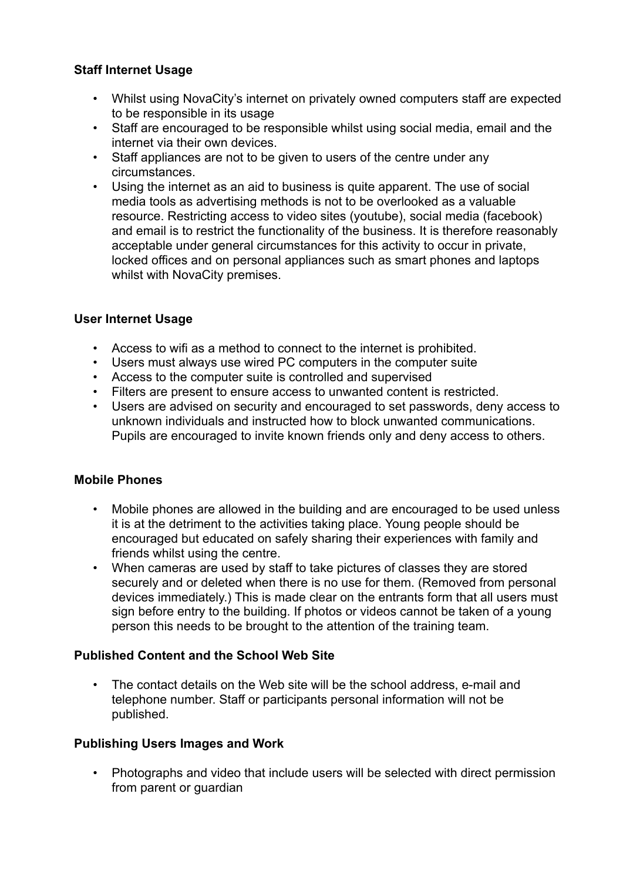**Staff Internet Usage**

- Whilst using NovaCity's internet on privately owned computers staff are expected to be responsible in its usage
- Staff are encouraged to be responsible whilst using social media, email and the internet via their own devices.
- Staff appliances are not to be given to users of the centre under any circumstances.
- Using the internet as an aid to business is quite apparent. The use of social media tools as advertising methods is not to be overlooked as a valuable resource. Restricting access to video sites (youtube), social media (facebook) and email is to restrict the functionality of the business. It is therefore reasonably acceptable under general circumstances for this activity to occur in private, locked offices and on personal appliances such as smart phones and laptops whilst with NovaCity premises.

**User Internet Usage**

- Access to wifi as a method to connect to the internet is prohibited.
- Users must always use wired PC computers in the computer suite
- Access to the computer suite is controlled and supervised
- Filters are present to ensure access to unwanted content is restricted.
- Users are advised on security and encouraged to set passwords, deny access to unknown individuals and instructed how to block unwanted communications. Pupils are encouraged to invite known friends only and deny access to others.

**Mobile Phones**

- Mobile phones are allowed in the building and are encouraged to be used unless it is at the detriment to the activities taking place. Young people should be encouraged but educated on safely sharing their experiences with family and friends whilst using the centre.
- When cameras are used by staff to take pictures of classes they are stored securely and or deleted when there is no use for them. (Removed from personal devices immediately.) This is made clear on the entrants form that all users must sign before entry to the building. If photos or videos cannot be taken of a young person this needs to be brought to the attention of the training team.

**Published Content and the School Web Site**

- The contact details on the Web site will be the school address, e-mail and telephone number. Staff or participants personal information will not be published.

**Publishing Users Images and Work**

- Photographs and video that include users will be selected with direct permission from parent or guardian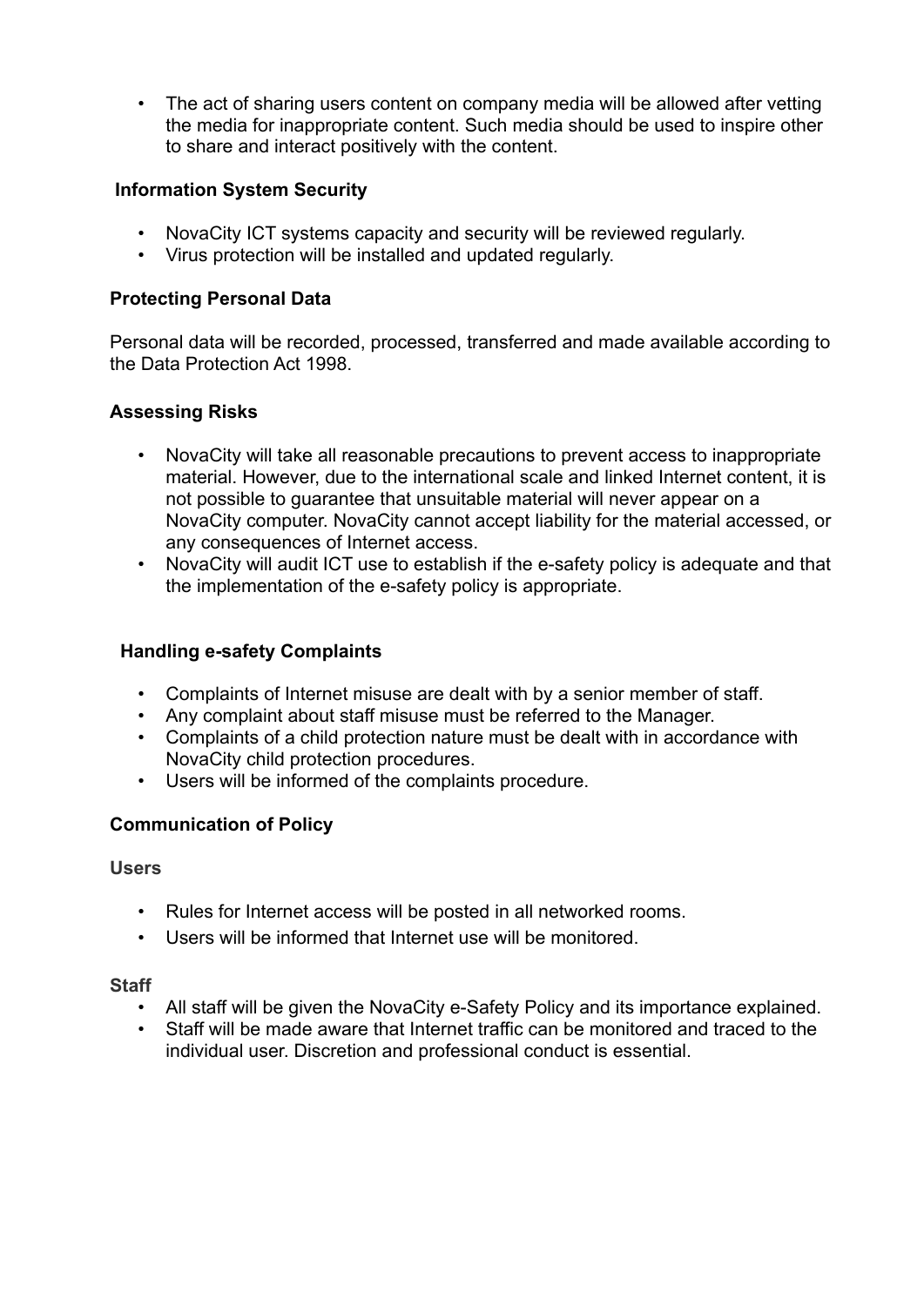- The act of sharing users content on company media will be allowed after vetting the media for inappropriate content. Such media should be used to inspire other to share and interact positively with the content.

### Information System Security

- NovaCity ICT systems capacity and security will be reviewed regularly.
- Virus protection will be installed and updated regularly.

### Protecting Personal Data

Personal data will be recorded, processed, transferred and made available according to the Data Protection Act 1998.

### Assessing Risks

- NovaCity will take all reasonable precautions to prevent access to inappropriate material. However, due to the international scale and linked Internet content, it is not possible to guarantee that unsuitable material will never appear on a NovaCity computer. NovaCity cannot accept liability for the material accessed, or any consequences of Internet access.
- NovaCity will audit ICT use to establish if the e-safety policy is adequate and that the implementation of the e-safety policy is appropriate.

### Handling e-safety Complaints

- Complaints of Internet misuse are dealt with by a senior member of staff.
- Any complaint about staff misuse must be referred to the Manager.
- Complaints of a child protection nature must be dealt with in accordance with NovaCity child protection procedures.
- Users will be informed of the complaints procedure.

### Communication of Policy

#### Users

- Rules for Internet access will be posted in all networked rooms.
- Users will be informed that Internet use will be monitored.

#### Staff

- All staff will be given the NovaCity e-Safety Policy and its importance explained.
- Staff will be made aware that Internet traffic can be monitored and traced to the individual user. Discretion and professional conduct is essential.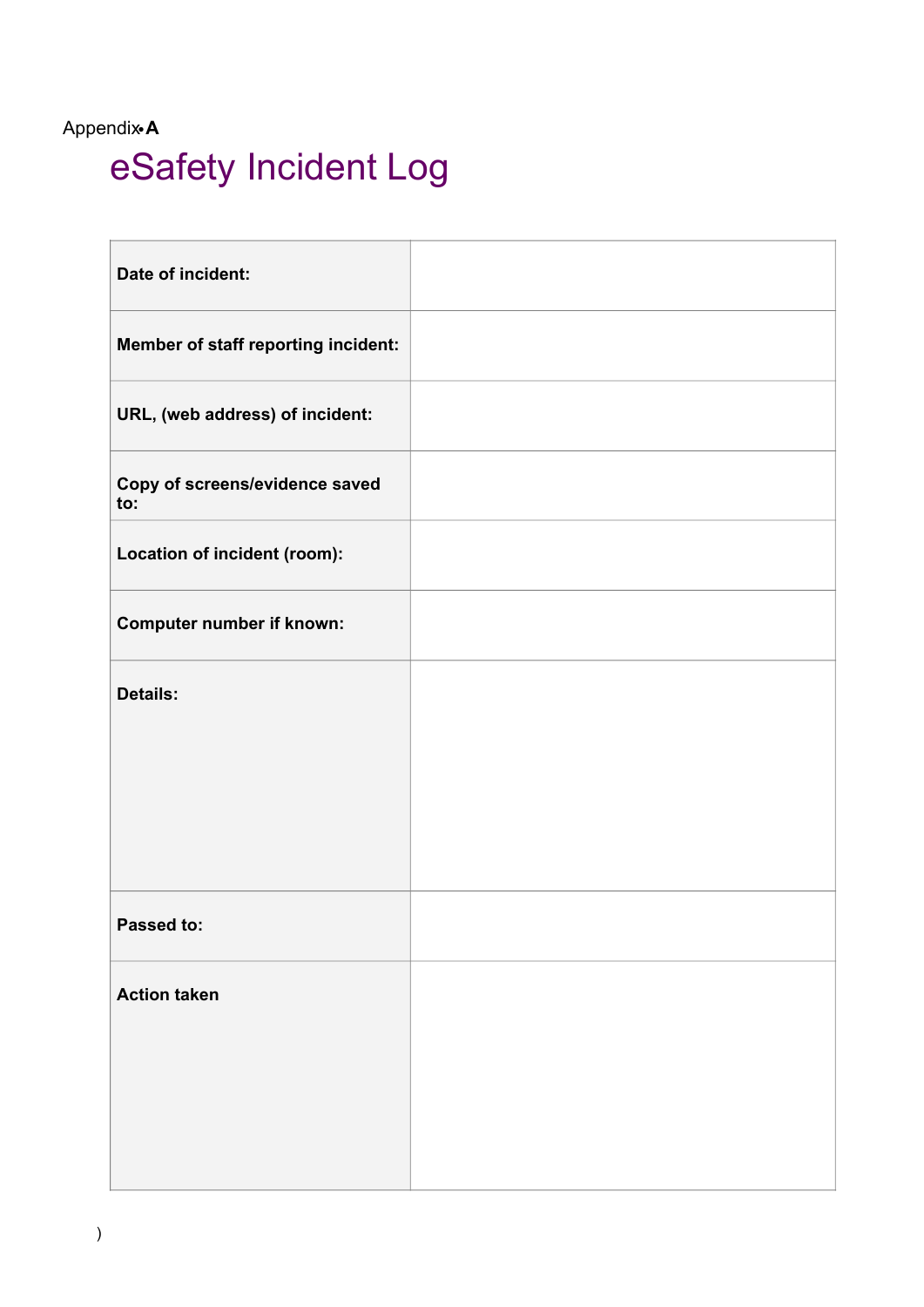Appendix A

# eSafety Incident Log

| | |
|---|---|
| **Date of incident:** | |
| **Member of staff reporting incident:** | |
| **URL, (web address) of incident:** | |
| **Copy of screens/evidence saved to:** | |
| **Location of incident (room):** | |
| **Computer number if known:** | |
| **Details:** | |
| **Passed to:** | |
| **Action taken** | |

)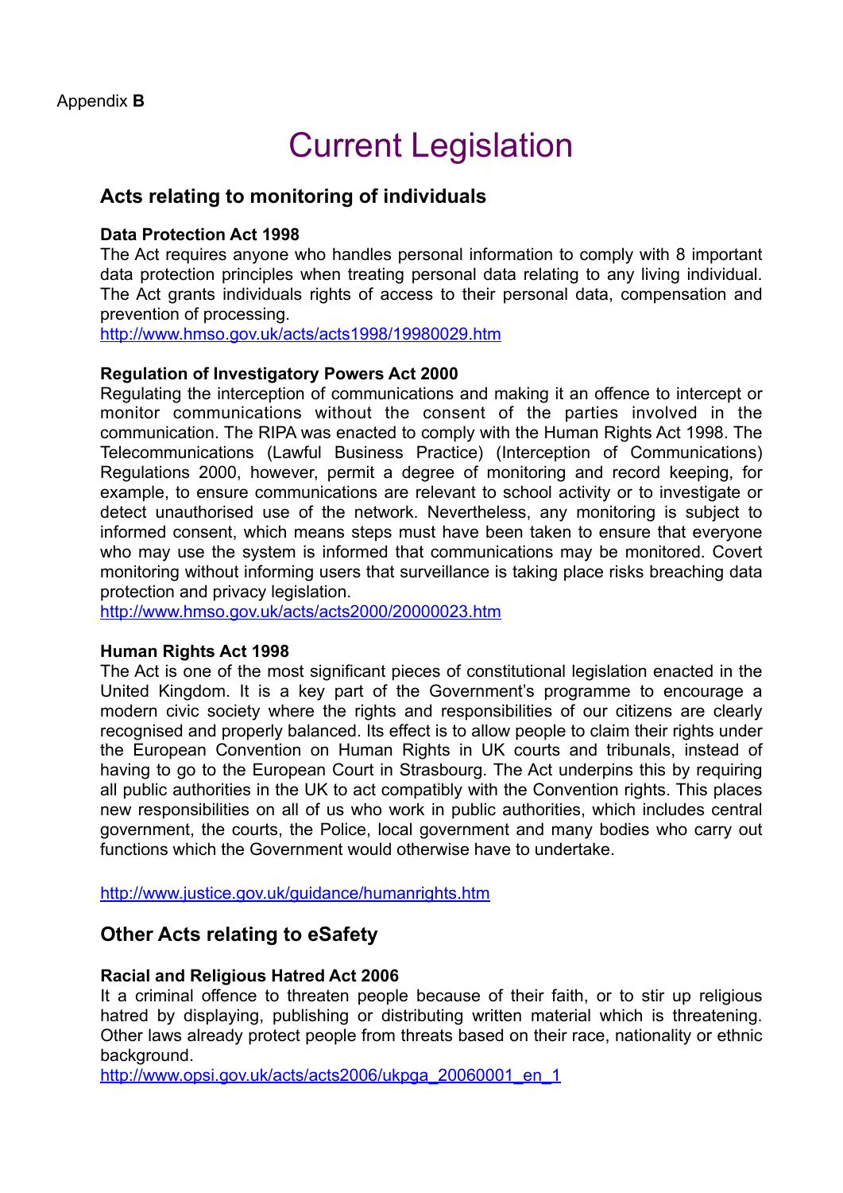Appendix **B**

# Current Legislation

## Acts relating to monitoring of individuals

**Data Protection Act 1998**
The Act requires anyone who handles personal information to comply with 8 important data protection principles when treating personal data relating to any living individual. The Act grants individuals rights of access to their personal data, compensation and prevention of processing.
http://www.hmso.gov.uk/acts/acts1998/19980029.htm

**Regulation of Investigatory Powers Act 2000**
Regulating the interception of communications and making it an offence to intercept or monitor communications without the consent of the parties involved in the communication. The RIPA was enacted to comply with the Human Rights Act 1998. The Telecommunications (Lawful Business Practice) (Interception of Communications) Regulations 2000, however, permit a degree of monitoring and record keeping, for example, to ensure communications are relevant to school activity or to investigate or detect unauthorised use of the network. Nevertheless, any monitoring is subject to informed consent, which means steps must have been taken to ensure that everyone who may use the system is informed that communications may be monitored. Covert monitoring without informing users that surveillance is taking place risks breaching data protection and privacy legislation.
http://www.hmso.gov.uk/acts/acts2000/20000023.htm

**Human Rights Act 1998**
The Act is one of the most significant pieces of constitutional legislation enacted in the United Kingdom. It is a key part of the Government's programme to encourage a modern civic society where the rights and responsibilities of our citizens are clearly recognised and properly balanced. Its effect is to allow people to claim their rights under the European Convention on Human Rights in UK courts and tribunals, instead of having to go to the European Court in Strasbourg. The Act underpins this by requiring all public authorities in the UK to act compatibly with the Convention rights. This places new responsibilities on all of us who work in public authorities, which includes central government, the courts, the Police, local government and many bodies who carry out functions which the Government would otherwise have to undertake.

http://www.justice.gov.uk/guidance/humanrights.htm

## Other Acts relating to eSafety

**Racial and Religious Hatred Act 2006**
It a criminal offence to threaten people because of their faith, or to stir up religious hatred by displaying, publishing or distributing written material which is threatening. Other laws already protect people from threats based on their race, nationality or ethnic background.
http://www.opsi.gov.uk/acts/acts2006/ukpga_20060001_en_1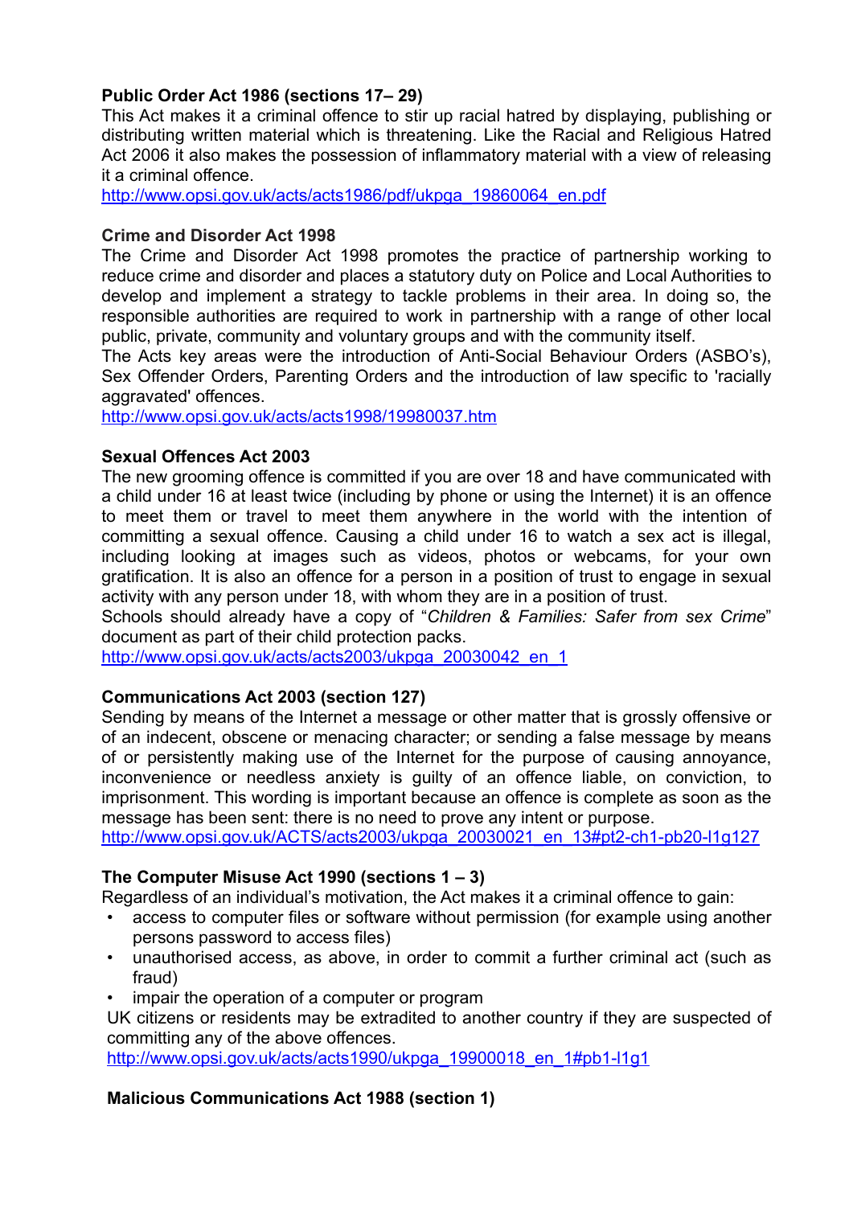**Public Order Act 1986 (sections 17– 29)**

This Act makes it a criminal offence to stir up racial hatred by displaying, publishing or distributing written material which is threatening. Like the Racial and Religious Hatred Act 2006 it also makes the possession of inflammatory material with a view of releasing it a criminal offence.

http://www.opsi.gov.uk/acts/acts1986/pdf/ukpga_19860064_en.pdf

**Crime and Disorder Act 1998**

The Crime and Disorder Act 1998 promotes the practice of partnership working to reduce crime and disorder and places a statutory duty on Police and Local Authorities to develop and implement a strategy to tackle problems in their area. In doing so, the responsible authorities are required to work in partnership with a range of other local public, private, community and voluntary groups and with the community itself.

The Acts key areas were the introduction of Anti-Social Behaviour Orders (ASBO's), Sex Offender Orders, Parenting Orders and the introduction of law specific to 'racially aggravated' offences.

http://www.opsi.gov.uk/acts/acts1998/19980037.htm

**Sexual Offences Act 2003**

The new grooming offence is committed if you are over 18 and have communicated with a child under 16 at least twice (including by phone or using the Internet) it is an offence to meet them or travel to meet them anywhere in the world with the intention of committing a sexual offence. Causing a child under 16 to watch a sex act is illegal, including looking at images such as videos, photos or webcams, for your own gratification. It is also an offence for a person in a position of trust to engage in sexual activity with any person under 18, with whom they are in a position of trust.

Schools should already have a copy of "*Children & Families: Safer from sex Crime*" document as part of their child protection packs.

http://www.opsi.gov.uk/acts/acts2003/ukpga_20030042_en_1

**Communications Act 2003 (section 127)**

Sending by means of the Internet a message or other matter that is grossly offensive or of an indecent, obscene or menacing character; or sending a false message by means of or persistently making use of the Internet for the purpose of causing annoyance, inconvenience or needless anxiety is guilty of an offence liable, on conviction, to imprisonment. This wording is important because an offence is complete as soon as the message has been sent: there is no need to prove any intent or purpose.

http://www.opsi.gov.uk/ACTS/acts2003/ukpga_20030021_en_13#pt2-ch1-pb20-l1g127

**The Computer Misuse Act 1990 (sections 1 – 3)**

Regardless of an individual's motivation, the Act makes it a criminal offence to gain:

- access to computer files or software without permission (for example using another persons password to access files)
- unauthorised access, as above, in order to commit a further criminal act (such as fraud)
- impair the operation of a computer or program

UK citizens or residents may be extradited to another country if they are suspected of committing any of the above offences.

http://www.opsi.gov.uk/acts/acts1990/ukpga_19900018_en_1#pb1-l1g1

**Malicious Communications Act 1988 (section 1)**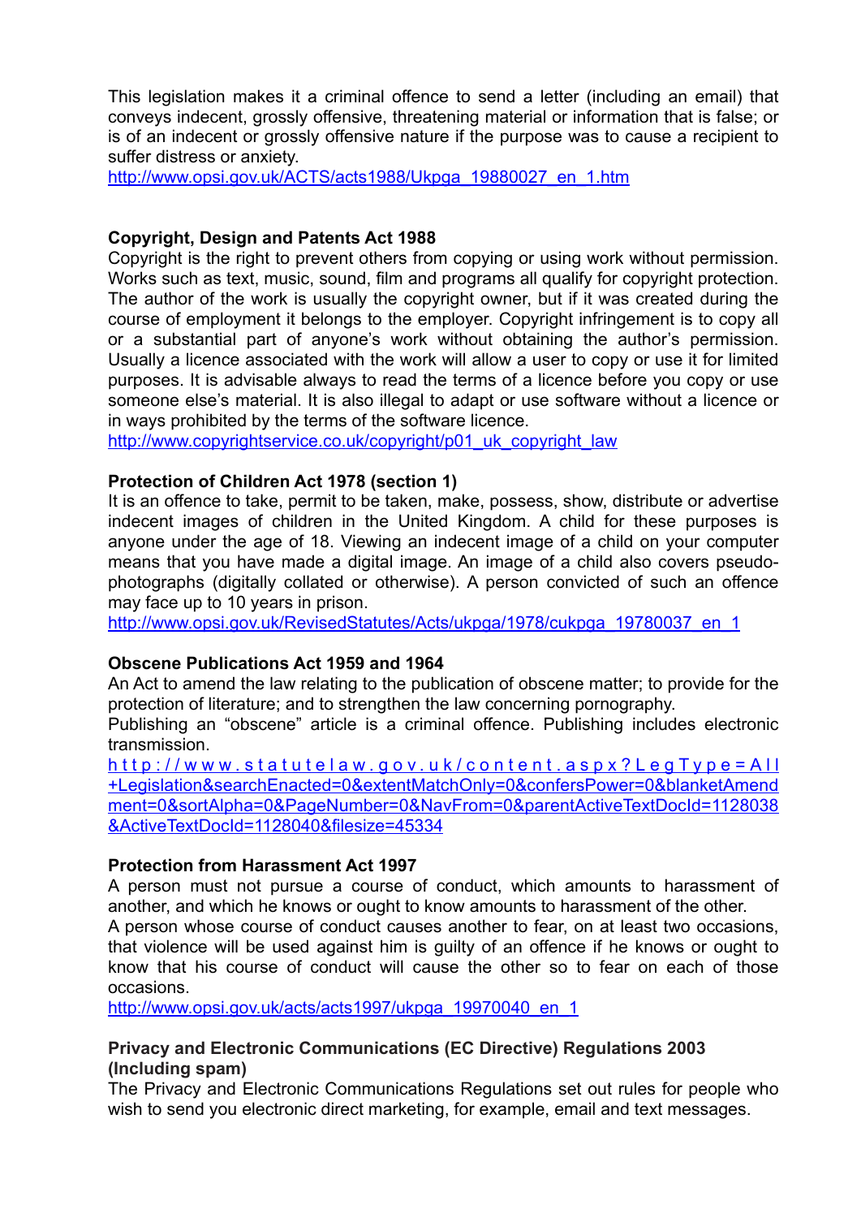This legislation makes it a criminal offence to send a letter (including an email) that conveys indecent, grossly offensive, threatening material or information that is false; or is of an indecent or grossly offensive nature if the purpose was to cause a recipient to suffer distress or anxiety.
http://www.opsi.gov.uk/ACTS/acts1988/Ukpga_19880027_en_1.htm

**Copyright, Design and Patents Act 1988**
Copyright is the right to prevent others from copying or using work without permission. Works such as text, music, sound, film and programs all qualify for copyright protection. The author of the work is usually the copyright owner, but if it was created during the course of employment it belongs to the employer. Copyright infringement is to copy all or a substantial part of anyone's work without obtaining the author's permission. Usually a licence associated with the work will allow a user to copy or use it for limited purposes. It is advisable always to read the terms of a licence before you copy or use someone else's material. It is also illegal to adapt or use software without a licence or in ways prohibited by the terms of the software licence.
http://www.copyrightservice.co.uk/copyright/p01_uk_copyright_law

**Protection of Children Act 1978 (section 1)**
It is an offence to take, permit to be taken, make, possess, show, distribute or advertise indecent images of children in the United Kingdom. A child for these purposes is anyone under the age of 18. Viewing an indecent image of a child on your computer means that you have made a digital image. An image of a child also covers pseudo-photographs (digitally collated or otherwise). A person convicted of such an offence may face up to 10 years in prison.
http://www.opsi.gov.uk/RevisedStatutes/Acts/ukpga/1978/cukpga_19780037_en_1

**Obscene Publications Act 1959 and 1964**
An Act to amend the law relating to the publication of obscene matter; to provide for the protection of literature; and to strengthen the law concerning pornography.
Publishing an "obscene" article is a criminal offence. Publishing includes electronic transmission.
http://www.statutelaw.gov.uk/content.aspx?LegType=All+Legislation&searchEnacted=0&extentMatchOnly=0&confersPower=0&blanketAmendment=0&sortAlpha=0&PageNumber=0&NavFrom=0&parentActiveTextDocId=1128038&ActiveTextDocId=1128040&filesize=45334

**Protection from Harassment Act 1997**
A person must not pursue a course of conduct, which amounts to harassment of another, and which he knows or ought to know amounts to harassment of the other.
A person whose course of conduct causes another to fear, on at least two occasions, that violence will be used against him is guilty of an offence if he knows or ought to know that his course of conduct will cause the other so to fear on each of those occasions.
http://www.opsi.gov.uk/acts/acts1997/ukpga_19970040_en_1

**Privacy and Electronic Communications (EC Directive) Regulations 2003 (Including spam)**
The Privacy and Electronic Communications Regulations set out rules for people who wish to send you electronic direct marketing, for example, email and text messages.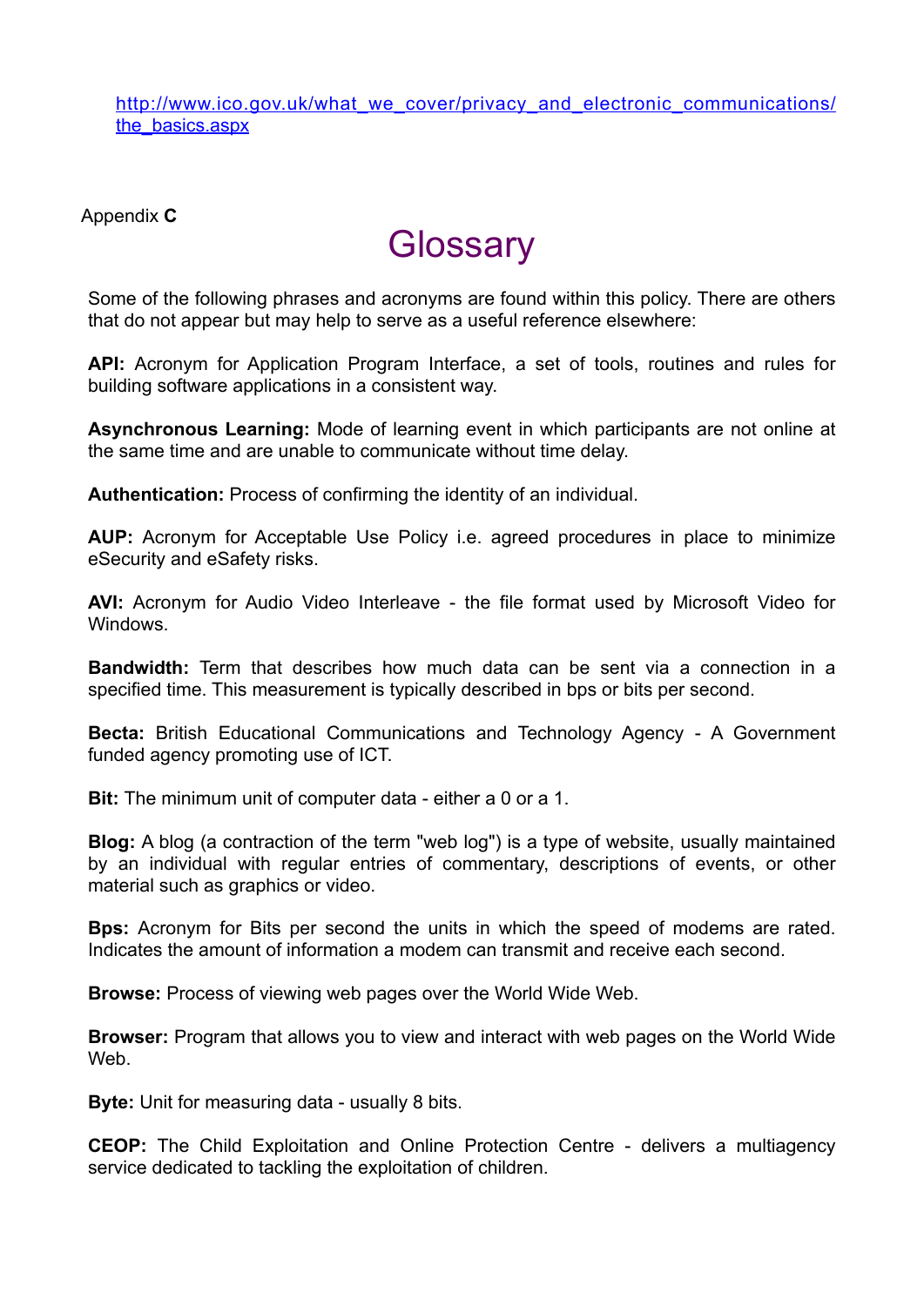[http://www.ico.gov.uk/what_we_cover/privacy_and_electronic_communications/the_basics.aspx](http://www.ico.gov.uk/what_we_cover/privacy_and_electronic_communications/the_basics.aspx)

Appendix **C**

# Glossary

Some of the following phrases and acronyms are found within this policy. There are others that do not appear but may help to serve as a useful reference elsewhere:

**API:** Acronym for Application Program Interface, a set of tools, routines and rules for building software applications in a consistent way.

**Asynchronous Learning:** Mode of learning event in which participants are not online at the same time and are unable to communicate without time delay.

**Authentication:** Process of confirming the identity of an individual.

**AUP:** Acronym for Acceptable Use Policy i.e. agreed procedures in place to minimize eSecurity and eSafety risks.

**AVI:** Acronym for Audio Video Interleave - the file format used by Microsoft Video for Windows.

**Bandwidth:** Term that describes how much data can be sent via a connection in a specified time. This measurement is typically described in bps or bits per second.

**Becta:** British Educational Communications and Technology Agency - A Government funded agency promoting use of ICT.

**Bit:** The minimum unit of computer data - either a 0 or a 1.

**Blog:** A blog (a contraction of the term "web log") is a type of website, usually maintained by an individual with regular entries of commentary, descriptions of events, or other material such as graphics or video.

**Bps:** Acronym for Bits per second the units in which the speed of modems are rated. Indicates the amount of information a modem can transmit and receive each second.

**Browse:** Process of viewing web pages over the World Wide Web.

**Browser:** Program that allows you to view and interact with web pages on the World Wide Web.

**Byte:** Unit for measuring data - usually 8 bits.

**CEOP:** The Child Exploitation and Online Protection Centre - delivers a multiagency service dedicated to tackling the exploitation of children.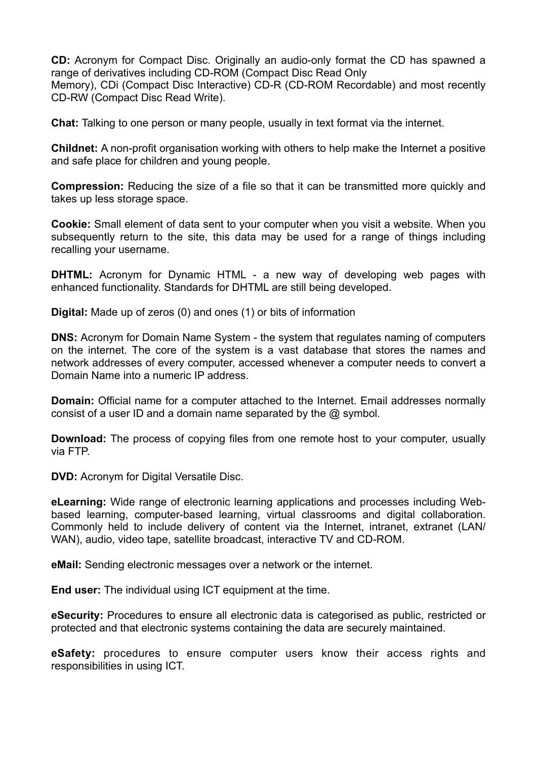**CD:** Acronym for Compact Disc. Originally an audio-only format the CD has spawned a range of derivatives including CD-ROM (Compact Disc Read Only Memory), CDi (Compact Disc Interactive) CD-R (CD-ROM Recordable) and most recently CD-RW (Compact Disc Read Write).

**Chat:** Talking to one person or many people, usually in text format via the internet.

**Childnet:** A non-profit organisation working with others to help make the Internet a positive and safe place for children and young people.

**Compression:** Reducing the size of a file so that it can be transmitted more quickly and takes up less storage space.

**Cookie:** Small element of data sent to your computer when you visit a website. When you subsequently return to the site, this data may be used for a range of things including recalling your username.

**DHTML:** Acronym for Dynamic HTML - a new way of developing web pages with enhanced functionality. Standards for DHTML are still being developed.

**Digital:** Made up of zeros (0) and ones (1) or bits of information

**DNS:** Acronym for Domain Name System - the system that regulates naming of computers on the internet. The core of the system is a vast database that stores the names and network addresses of every computer, accessed whenever a computer needs to convert a Domain Name into a numeric IP address.

**Domain:** Official name for a computer attached to the Internet. Email addresses normally consist of a user ID and a domain name separated by the @ symbol.

**Download:** The process of copying files from one remote host to your computer, usually via FTP.

**DVD:** Acronym for Digital Versatile Disc.

**eLearning:** Wide range of electronic learning applications and processes including Web-based learning, computer-based learning, virtual classrooms and digital collaboration. Commonly held to include delivery of content via the Internet, intranet, extranet (LAN/WAN), audio, video tape, satellite broadcast, interactive TV and CD-ROM.

**eMail:** Sending electronic messages over a network or the internet.

**End user:** The individual using ICT equipment at the time.

**eSecurity:** Procedures to ensure all electronic data is categorised as public, restricted or protected and that electronic systems containing the data are securely maintained.

**eSafety:** procedures to ensure computer users know their access rights and responsibilities in using ICT.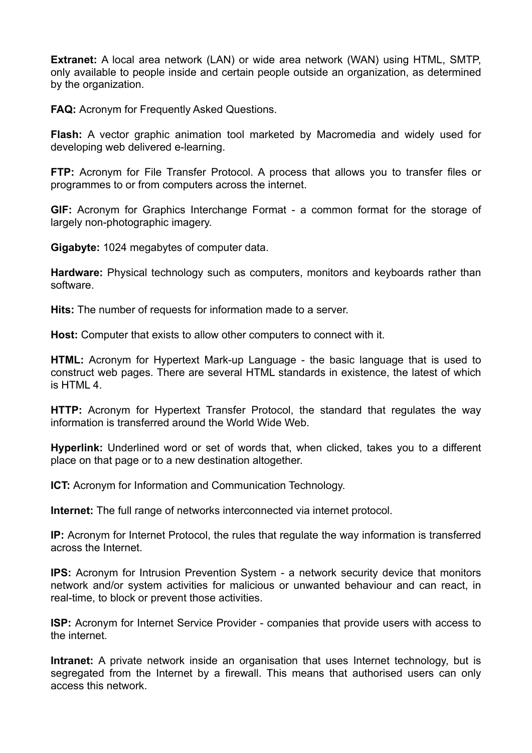**Extranet:** A local area network (LAN) or wide area network (WAN) using HTML, SMTP, only available to people inside and certain people outside an organization, as determined by the organization.

**FAQ:** Acronym for Frequently Asked Questions.

**Flash:** A vector graphic animation tool marketed by Macromedia and widely used for developing web delivered e-learning.

**FTP:** Acronym for File Transfer Protocol. A process that allows you to transfer files or programmes to or from computers across the internet.

**GIF:** Acronym for Graphics Interchange Format - a common format for the storage of largely non-photographic imagery.

**Gigabyte:** 1024 megabytes of computer data.

**Hardware:** Physical technology such as computers, monitors and keyboards rather than software.

**Hits:** The number of requests for information made to a server.

**Host:** Computer that exists to allow other computers to connect with it.

**HTML:** Acronym for Hypertext Mark-up Language - the basic language that is used to construct web pages. There are several HTML standards in existence, the latest of which is HTML 4.

**HTTP:** Acronym for Hypertext Transfer Protocol, the standard that regulates the way information is transferred around the World Wide Web.

**Hyperlink:** Underlined word or set of words that, when clicked, takes you to a different place on that page or to a new destination altogether.

**ICT:** Acronym for Information and Communication Technology.

**Internet:** The full range of networks interconnected via internet protocol.

**IP:** Acronym for Internet Protocol, the rules that regulate the way information is transferred across the Internet.

**IPS:** Acronym for Intrusion Prevention System - a network security device that monitors network and/or system activities for malicious or unwanted behaviour and can react, in real-time, to block or prevent those activities.

**ISP:** Acronym for Internet Service Provider - companies that provide users with access to the internet.

**Intranet:** A private network inside an organisation that uses Internet technology, but is segregated from the Internet by a firewall. This means that authorised users can only access this network.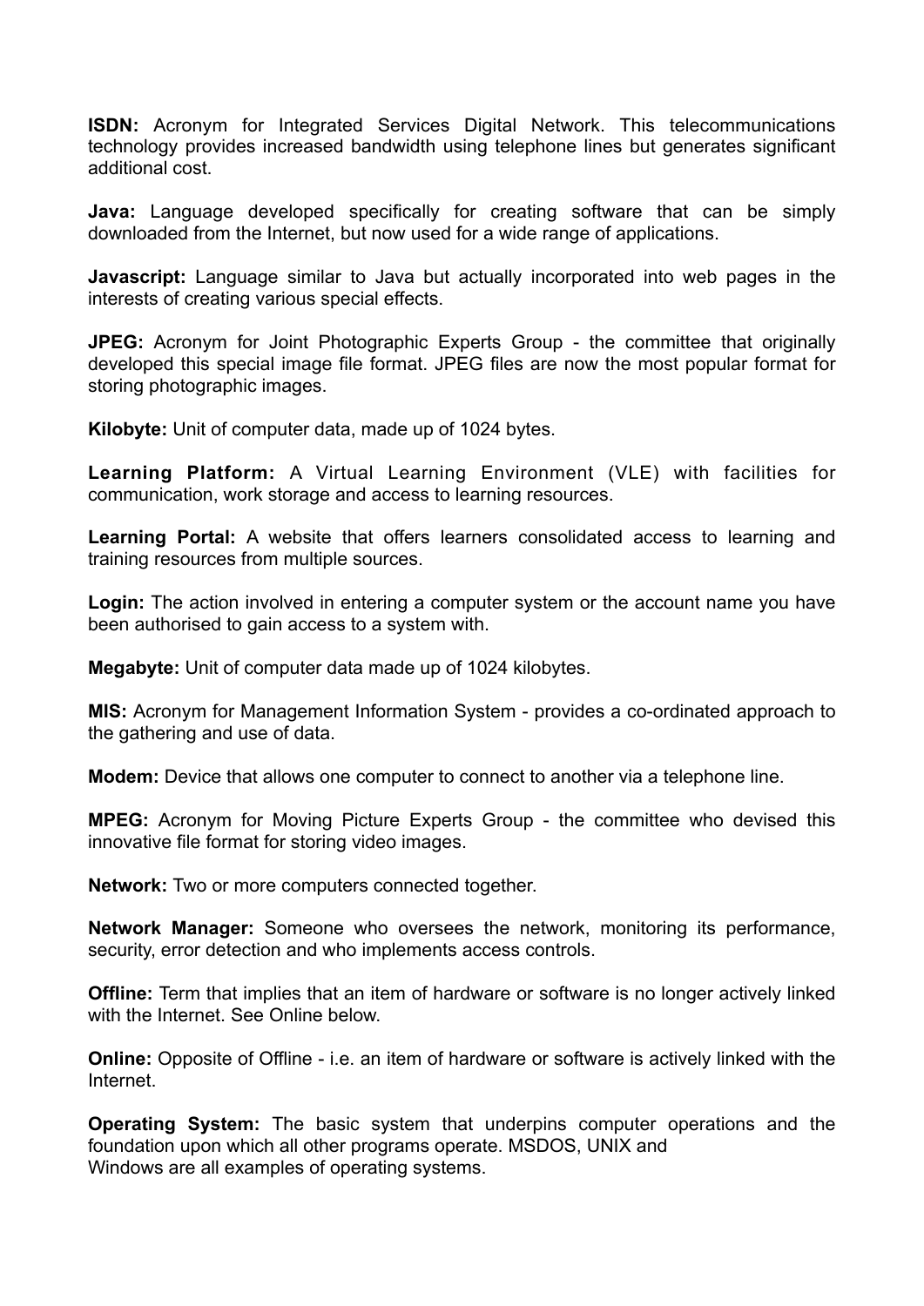**ISDN:** Acronym for Integrated Services Digital Network. This telecommunications technology provides increased bandwidth using telephone lines but generates significant additional cost.

**Java:** Language developed specifically for creating software that can be simply downloaded from the Internet, but now used for a wide range of applications.

**Javascript:** Language similar to Java but actually incorporated into web pages in the interests of creating various special effects.

**JPEG:** Acronym for Joint Photographic Experts Group - the committee that originally developed this special image file format. JPEG files are now the most popular format for storing photographic images.

**Kilobyte:** Unit of computer data, made up of 1024 bytes.

**Learning Platform:** A Virtual Learning Environment (VLE) with facilities for communication, work storage and access to learning resources.

**Learning Portal:** A website that offers learners consolidated access to learning and training resources from multiple sources.

**Login:** The action involved in entering a computer system or the account name you have been authorised to gain access to a system with.

**Megabyte:** Unit of computer data made up of 1024 kilobytes.

**MIS:** Acronym for Management Information System - provides a co-ordinated approach to the gathering and use of data.

**Modem:** Device that allows one computer to connect to another via a telephone line.

**MPEG:** Acronym for Moving Picture Experts Group - the committee who devised this innovative file format for storing video images.

**Network:** Two or more computers connected together.

**Network Manager:** Someone who oversees the network, monitoring its performance, security, error detection and who implements access controls.

**Offline:** Term that implies that an item of hardware or software is no longer actively linked with the Internet. See Online below.

**Online:** Opposite of Offline - i.e. an item of hardware or software is actively linked with the Internet.

**Operating System:** The basic system that underpins computer operations and the foundation upon which all other programs operate. MSDOS, UNIX and Windows are all examples of operating systems.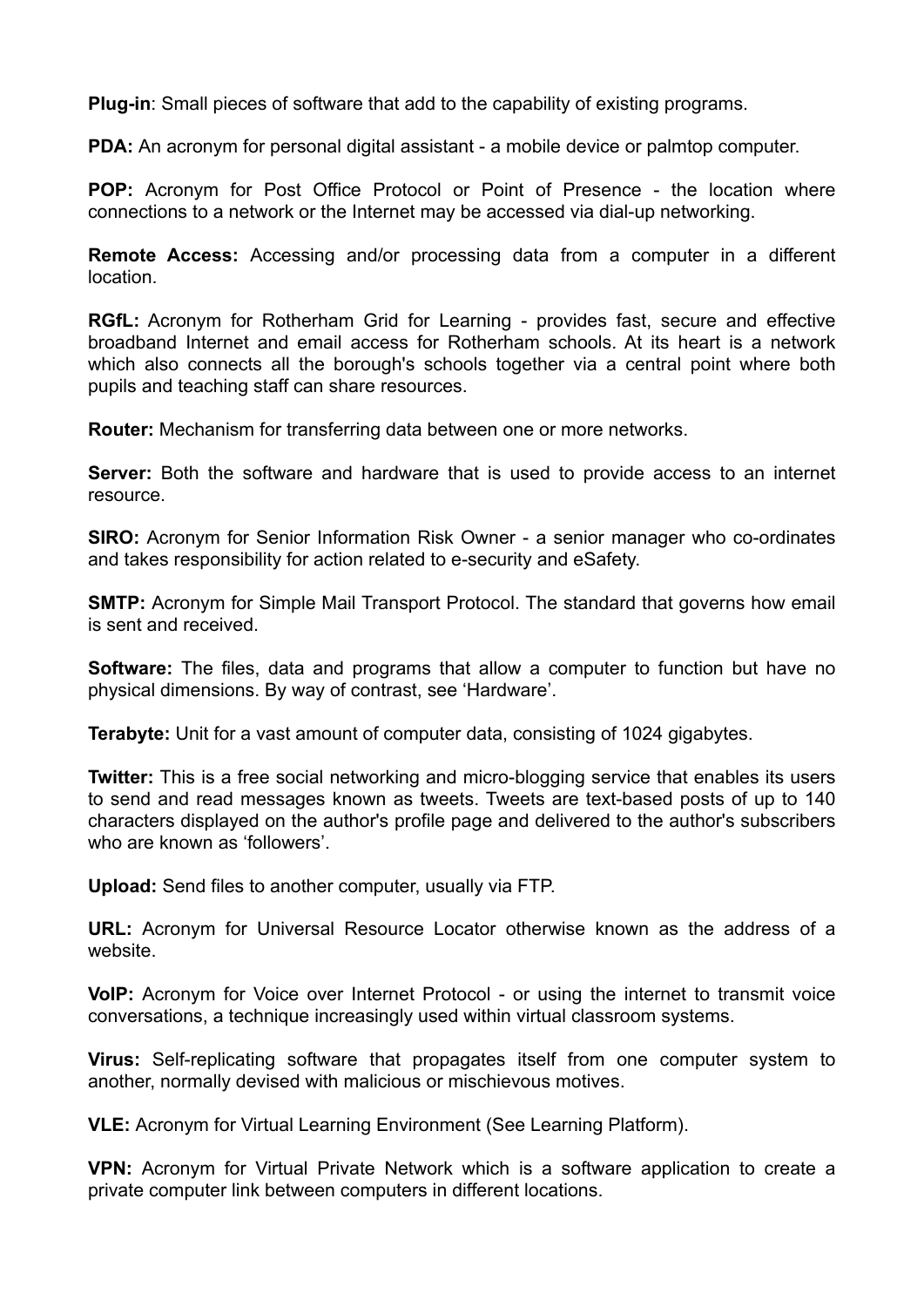**Plug-in**: Small pieces of software that add to the capability of existing programs.

**PDA:** An acronym for personal digital assistant - a mobile device or palmtop computer.

**POP:** Acronym for Post Office Protocol or Point of Presence - the location where connections to a network or the Internet may be accessed via dial-up networking.

**Remote Access:** Accessing and/or processing data from a computer in a different location.

**RGfL:** Acronym for Rotherham Grid for Learning - provides fast, secure and effective broadband Internet and email access for Rotherham schools. At its heart is a network which also connects all the borough's schools together via a central point where both pupils and teaching staff can share resources.

**Router:** Mechanism for transferring data between one or more networks.

**Server:** Both the software and hardware that is used to provide access to an internet resource.

**SIRO:** Acronym for Senior Information Risk Owner - a senior manager who co-ordinates and takes responsibility for action related to e-security and eSafety.

**SMTP:** Acronym for Simple Mail Transport Protocol. The standard that governs how email is sent and received.

**Software:** The files, data and programs that allow a computer to function but have no physical dimensions. By way of contrast, see 'Hardware'.

**Terabyte:** Unit for a vast amount of computer data, consisting of 1024 gigabytes.

**Twitter:** This is a free social networking and micro-blogging service that enables its users to send and read messages known as tweets. Tweets are text-based posts of up to 140 characters displayed on the author's profile page and delivered to the author's subscribers who are known as 'followers'.

**Upload:** Send files to another computer, usually via FTP.

**URL:** Acronym for Universal Resource Locator otherwise known as the address of a website.

**VoIP:** Acronym for Voice over Internet Protocol - or using the internet to transmit voice conversations, a technique increasingly used within virtual classroom systems.

**Virus:** Self-replicating software that propagates itself from one computer system to another, normally devised with malicious or mischievous motives.

**VLE:** Acronym for Virtual Learning Environment (See Learning Platform).

**VPN:** Acronym for Virtual Private Network which is a software application to create a private computer link between computers in different locations.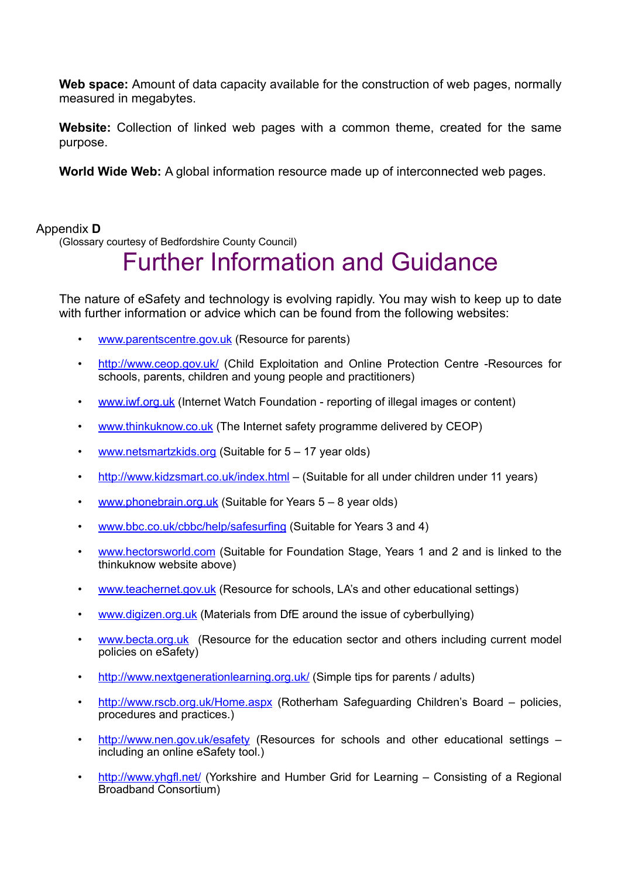**Web space:** Amount of data capacity available for the construction of web pages, normally measured in megabytes.

**Website:** Collection of linked web pages with a common theme, created for the same purpose.

**World Wide Web:** A global information resource made up of interconnected web pages.

Appendix **D**

(Glossary courtesy of Bedfordshire County Council)

# Further Information and Guidance

The nature of eSafety and technology is evolving rapidly. You may wish to keep up to date with further information or advice which can be found from the following websites:

- www.parentscentre.gov.uk (Resource for parents)
- http://www.ceop.gov.uk/ (Child Exploitation and Online Protection Centre -Resources for schools, parents, children and young people and practitioners)
- www.iwf.org.uk (Internet Watch Foundation - reporting of illegal images or content)
- www.thinkuknow.co.uk (The Internet safety programme delivered by CEOP)
- www.netsmartzkids.org (Suitable for 5 – 17 year olds)
- http://www.kidzsmart.co.uk/index.html – (Suitable for all under children under 11 years)
- www.phonebrain.org.uk (Suitable for Years 5 – 8 year olds)
- www.bbc.co.uk/cbbc/help/safesurfing (Suitable for Years 3 and 4)
- www.hectorsworld.com (Suitable for Foundation Stage, Years 1 and 2 and is linked to the thinkuknow website above)
- www.teachernet.gov.uk (Resource for schools, LA's and other educational settings)
- www.digizen.org.uk (Materials from DfE around the issue of cyberbullying)
- www.becta.org.uk (Resource for the education sector and others including current model policies on eSafety)
- http://www.nextgenerationlearning.org.uk/ (Simple tips for parents / adults)
- http://www.rscb.org.uk/Home.aspx (Rotherham Safeguarding Children's Board – policies, procedures and practices.)
- http://www.nen.gov.uk/esafety (Resources for schools and other educational settings – including an online eSafety tool.)
- http://www.yhgfl.net/ (Yorkshire and Humber Grid for Learning – Consisting of a Regional Broadband Consortium)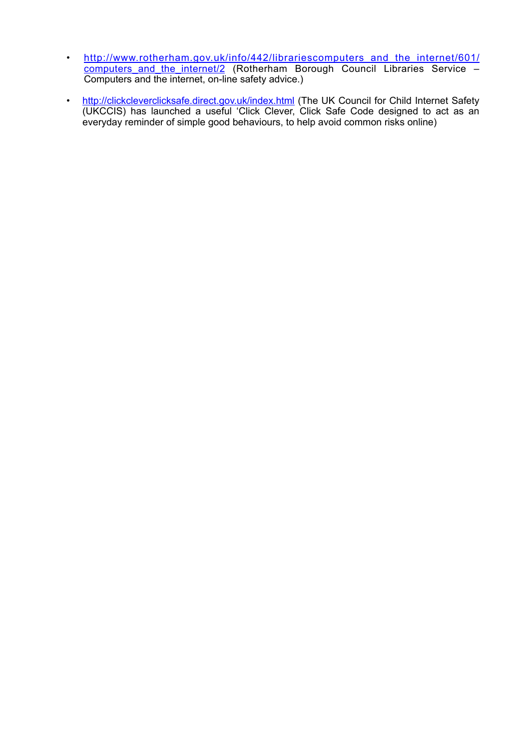- http://www.rotherham.gov.uk/info/442/librariescomputers_and_the_internet/601/computers_and_the_internet/2 (Rotherham Borough Council Libraries Service – Computers and the internet, on-line safety advice.)

- http://clickcleverclicksafe.direct.gov.uk/index.html (The UK Council for Child Internet Safety (UKCCIS) has launched a useful 'Click Clever, Click Safe Code designed to act as an everyday reminder of simple good behaviours, to help avoid common risks online)